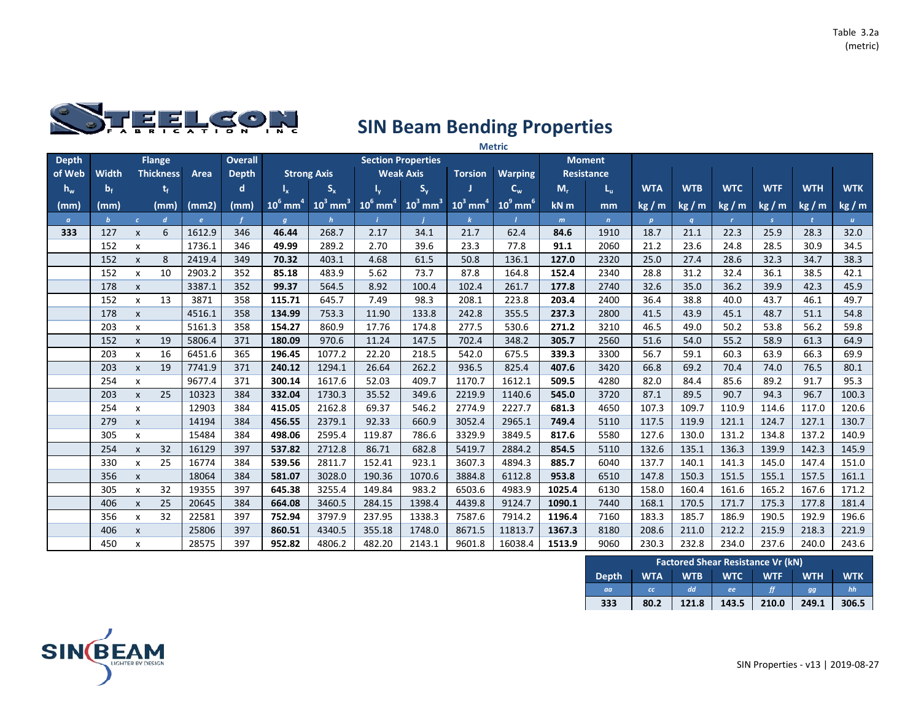Table 3.2a
(metric)

STEELCON FABRICATION INC

# SIN Beam Bending Properties

**Metric**

| Depth of Web | Flange | | | Area | Overall Depth | Section Properties | | | | | | Moment Resistance | | | | | | | |
|---|---|---|---|---|---|---|---|---|---|---|---|---|---|---|---|---|---|---|---|
| | Width | | Thickness | | | Strong Axis | | Weak Axis | | Torsion | Warping | | | | | | | | |
| $h_w$ | $b_f$ | | $t_f$ | | d | $I_x$ | $S_x$ | $I_y$ | $S_y$ | J | $C_w$ | $M_r$ | $L_u$ | WTA | WTB | WTC | WTF | WTH | WTK |
| (mm) | (mm) | | (mm) | (mm2) | (mm) | $10^6$ mm$^4$ | $10^3$ mm$^3$ | $10^6$ mm$^4$ | $10^3$ mm$^3$ | $10^3$ mm$^4$ | $10^9$ mm$^6$ | kN m | mm | kg / m | kg / m | kg / m | kg / m | kg / m | kg / m |
| a | b | c | d | e | f | g | h | i | j | k | l | m | n | p | q | r | s | t | u |
| **333** | 127 | x | 6 | 1612.9 | 346 | **46.44** | 268.7 | 2.17 | 34.1 | 21.7 | 62.4 | **84.6** | 1910 | 18.7 | 21.1 | 22.3 | 25.9 | 28.3 | 32.0 |
| | 152 | x | | 1736.1 | 346 | **49.99** | 289.2 | 2.70 | 39.6 | 23.3 | 77.8 | **91.1** | 2060 | 21.2 | 23.6 | 24.8 | 28.5 | 30.9 | 34.5 |
| | 152 | x | 8 | 2419.4 | 349 | **70.32** | 403.1 | 4.68 | 61.5 | 50.8 | 136.1 | **127.0** | 2320 | 25.0 | 27.4 | 28.6 | 32.3 | 34.7 | 38.3 |
| | 152 | x | 10 | 2903.2 | 352 | **85.18** | 483.9 | 5.62 | 73.7 | 87.8 | 164.8 | **152.4** | 2340 | 28.8 | 31.2 | 32.4 | 36.1 | 38.5 | 42.1 |
| | 178 | x | | 3387.1 | 352 | **99.37** | 564.5 | 8.92 | 100.4 | 102.4 | 261.7 | **177.8** | 2740 | 32.6 | 35.0 | 36.2 | 39.9 | 42.3 | 45.9 |
| | 152 | x | 13 | 3871 | 358 | **115.71** | 645.7 | 7.49 | 98.3 | 208.1 | 223.8 | **203.4** | 2400 | 36.4 | 38.8 | 40.0 | 43.7 | 46.1 | 49.7 |
| | 178 | x | | 4516.1 | 358 | **134.99** | 753.3 | 11.90 | 133.8 | 242.8 | 355.5 | **237.3** | 2800 | 41.5 | 43.9 | 45.1 | 48.7 | 51.1 | 54.8 |
| | 203 | x | | 5161.3 | 358 | **154.27** | 860.9 | 17.76 | 174.8 | 277.5 | 530.6 | **271.2** | 3210 | 46.5 | 49.0 | 50.2 | 53.8 | 56.2 | 59.8 |
| | 152 | x | 19 | 5806.4 | 371 | **180.09** | 970.6 | 11.24 | 147.5 | 702.4 | 348.2 | **305.7** | 2560 | 51.6 | 54.0 | 55.2 | 58.9 | 61.3 | 64.9 |
| | 203 | x | 16 | 6451.6 | 365 | **196.45** | 1077.2 | 22.20 | 218.5 | 542.0 | 675.5 | **339.3** | 3300 | 56.7 | 59.1 | 60.3 | 63.9 | 66.3 | 69.9 |
| | 203 | x | 19 | 7741.9 | 371 | **240.12** | 1294.1 | 26.64 | 262.2 | 936.5 | 825.4 | **407.6** | 3420 | 66.8 | 69.2 | 70.4 | 74.0 | 76.5 | 80.1 |
| | 254 | x | | 9677.4 | 371 | **300.14** | 1617.6 | 52.03 | 409.7 | 1170.7 | 1612.1 | **509.5** | 4280 | 82.0 | 84.4 | 85.6 | 89.2 | 91.7 | 95.3 |
| | 203 | x | 25 | 10323 | 384 | **332.04** | 1730.3 | 35.52 | 349.6 | 2219.9 | 1140.6 | **545.0** | 3720 | 87.1 | 89.5 | 90.7 | 94.3 | 96.7 | 100.3 |
| | 254 | x | | 12903 | 384 | **415.05** | 2162.8 | 69.37 | 546.2 | 2774.9 | 2227.7 | **681.3** | 4650 | 107.3 | 109.7 | 110.9 | 114.6 | 117.0 | 120.6 |
| | 279 | x | | 14194 | 384 | **456.55** | 2379.1 | 92.33 | 660.9 | 3052.4 | 2965.1 | **749.4** | 5110 | 117.5 | 119.9 | 121.1 | 124.7 | 127.1 | 130.7 |
| | 305 | x | | 15484 | 384 | **498.06** | 2595.4 | 119.87 | 786.6 | 3329.9 | 3849.5 | **817.6** | 5580 | 127.6 | 130.0 | 131.2 | 134.8 | 137.2 | 140.9 |
| | 254 | x | 32 | 16129 | 397 | **537.82** | 2712.8 | 86.71 | 682.8 | 5419.7 | 2884.2 | **854.5** | 5110 | 132.6 | 135.1 | 136.3 | 139.9 | 142.3 | 145.9 |
| | 330 | x | 25 | 16774 | 384 | **539.56** | 2811.7 | 152.41 | 923.1 | 3607.3 | 4894.3 | **885.7** | 6040 | 137.7 | 140.1 | 141.3 | 145.0 | 147.4 | 151.0 |
| | 356 | x | | 18064 | 384 | **581.07** | 3028.0 | 190.36 | 1070.6 | 3884.8 | 6112.8 | **953.8** | 6510 | 147.8 | 150.3 | 151.5 | 155.1 | 157.5 | 161.1 |
| | 305 | x | 32 | 19355 | 397 | **645.38** | 3255.4 | 149.84 | 983.2 | 6503.6 | 4983.9 | **1025.4** | 6130 | 158.0 | 160.4 | 161.6 | 165.2 | 167.6 | 171.2 |
| | 406 | x | 25 | 20645 | 384 | **664.08** | 3460.5 | 284.15 | 1398.4 | 4439.8 | 9124.7 | **1090.1** | 7440 | 168.1 | 170.5 | 171.7 | 175.3 | 177.8 | 181.4 |
| | 356 | x | 32 | 22581 | 397 | **752.94** | 3797.9 | 237.95 | 1338.3 | 7587.6 | 7914.2 | **1196.4** | 7160 | 183.3 | 185.7 | 186.9 | 190.5 | 192.9 | 196.6 |
| | 406 | x | | 25806 | 397 | **860.51** | 4340.5 | 355.18 | 1748.0 | 8671.5 | 11813.7 | **1367.3** | 8180 | 208.6 | 211.0 | 212.2 | 215.9 | 218.3 | 221.9 |
| | 450 | x | | 28575 | 397 | **952.82** | 4806.2 | 482.20 | 2143.1 | 9601.8 | 16038.4 | **1513.9** | 9060 | 230.3 | 232.8 | 234.0 | 237.6 | 240.0 | 243.6 |

| Factored Shear Resistance Vr (kN) | | | | | | |
|---|---|---|---|---|---|---|
| Depth | WTA | WTB | WTC | WTF | WTH | WTK |
| aa | cc | dd | ee | ff | gg | hh |
| **333** | **80.2** | **121.8** | **143.5** | **210.0** | **249.1** | **306.5** |

SIN BEAM LIGHTER BY DESIGN

SIN Properties - v13 | 2019-08-27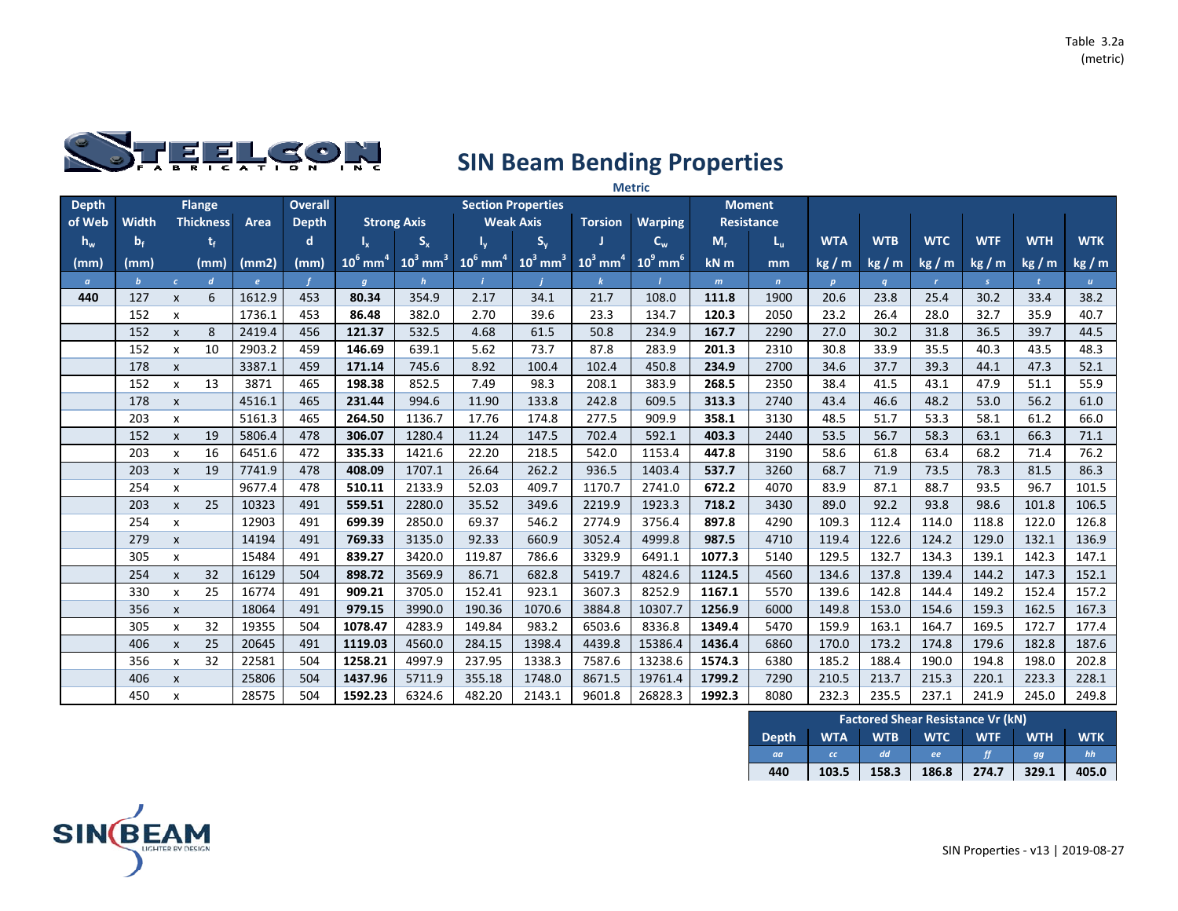Table 3.2a (metric)

# SIN Beam Bending Properties

Metric

| Depth of Web | Flange | | | Area | Overall Depth | Section Properties | | | | | | Moment Resistance | | | | | | | |
|---|---|---|---|---|---|---|---|---|---|---|---|---|---|---|---|---|---|---|---|
| | Width | | Thickness | | | Strong Axis | | Weak Axis | | Torsion | Warping | | | | | | | | |
| $h_w$ | $b_f$ | | $t_f$ | | d | $I_x$ | $S_x$ | $I_y$ | $S_y$ | J | $C_w$ | $M_r$ | $L_u$ | WTA | WTB | WTC | WTF | WTH | WTK |
| (mm) | (mm) | | (mm) | (mm2) | (mm) | $10^6$ mm$^4$ | $10^3$ mm$^3$ | $10^6$ mm$^4$ | $10^3$ mm$^3$ | $10^3$ mm$^4$ | $10^9$ mm$^6$ | kN m | mm | kg / m | kg / m | kg / m | kg / m | kg / m | kg / m |
| a | b | c | d | e | f | g | h | i | j | k | l | m | n | p | q | r | s | t | u |
| 440 | 127 | x | 6 | 1612.9 | 453 | **80.34** | 354.9 | 2.17 | 34.1 | 21.7 | 108.0 | **111.8** | 1900 | 20.6 | 23.8 | 25.4 | 30.2 | 33.4 | 38.2 |
| | 152 | x | | 1736.1 | 453 | **86.48** | 382.0 | 2.70 | 39.6 | 23.3 | 134.7 | **120.3** | 2050 | 23.2 | 26.4 | 28.0 | 32.7 | 35.9 | 40.7 |
| | 152 | x | 8 | 2419.4 | 456 | **121.37** | 532.5 | 4.68 | 61.5 | 50.8 | 234.9 | **167.7** | 2290 | 27.0 | 30.2 | 31.8 | 36.5 | 39.7 | 44.5 |
| | 152 | x | 10 | 2903.2 | 459 | **146.69** | 639.1 | 5.62 | 73.7 | 87.8 | 283.9 | **201.3** | 2310 | 30.8 | 33.9 | 35.5 | 40.3 | 43.5 | 48.3 |
| | 178 | x | | 3387.1 | 459 | **171.14** | 745.6 | 8.92 | 100.4 | 102.4 | 450.8 | **234.9** | 2700 | 34.6 | 37.7 | 39.3 | 44.1 | 47.3 | 52.1 |
| | 152 | x | 13 | 3871 | 465 | **198.38** | 852.5 | 7.49 | 98.3 | 208.1 | 383.9 | **268.5** | 2350 | 38.4 | 41.5 | 43.1 | 47.9 | 51.1 | 55.9 |
| | 178 | x | | 4516.1 | 465 | **231.44** | 994.6 | 11.90 | 133.8 | 242.8 | 609.5 | **313.3** | 2740 | 43.4 | 46.6 | 48.2 | 53.0 | 56.2 | 61.0 |
| | 203 | x | | 5161.3 | 465 | **264.50** | 1136.7 | 17.76 | 174.8 | 277.5 | 909.9 | **358.1** | 3130 | 48.5 | 51.7 | 53.3 | 58.1 | 61.2 | 66.0 |
| | 152 | x | 19 | 5806.4 | 478 | **306.07** | 1280.4 | 11.24 | 147.5 | 702.4 | 592.1 | **403.3** | 2440 | 53.5 | 56.7 | 58.3 | 63.1 | 66.3 | 71.1 |
| | 203 | x | 16 | 6451.6 | 472 | **335.33** | 1421.6 | 22.20 | 218.5 | 542.0 | 1153.4 | **447.8** | 3190 | 58.6 | 61.8 | 63.4 | 68.2 | 71.4 | 76.2 |
| | 203 | x | 19 | 7741.9 | 478 | **408.09** | 1707.1 | 26.64 | 262.2 | 936.5 | 1403.4 | **537.7** | 3260 | 68.7 | 71.9 | 73.5 | 78.3 | 81.5 | 86.3 |
| | 254 | x | | 9677.4 | 478 | **510.11** | 2133.9 | 52.03 | 409.7 | 1170.7 | 2741.0 | **672.2** | 4070 | 83.9 | 87.1 | 88.7 | 93.5 | 96.7 | 101.5 |
| | 203 | x | 25 | 10323 | 491 | **559.51** | 2280.0 | 35.52 | 349.6 | 2219.9 | 1923.3 | **718.2** | 3430 | 89.0 | 92.2 | 93.8 | 98.6 | 101.8 | 106.5 |
| | 254 | x | | 12903 | 491 | **699.39** | 2850.0 | 69.37 | 546.2 | 2774.9 | 3756.4 | **897.8** | 4290 | 109.3 | 112.4 | 114.0 | 118.8 | 122.0 | 126.8 |
| | 279 | x | | 14194 | 491 | **769.33** | 3135.0 | 92.33 | 660.9 | 3052.4 | 4999.8 | **987.5** | 4710 | 119.4 | 122.6 | 124.2 | 129.0 | 132.1 | 136.9 |
| | 305 | x | | 15484 | 491 | **839.27** | 3420.0 | 119.87 | 786.6 | 3329.9 | 6491.1 | **1077.3** | 5140 | 129.5 | 132.7 | 134.3 | 139.1 | 142.3 | 147.1 |
| | 254 | x | 32 | 16129 | 504 | **898.72** | 3569.9 | 86.71 | 682.8 | 5419.7 | 4824.6 | **1124.5** | 4560 | 134.6 | 137.8 | 139.4 | 144.2 | 147.3 | 152.1 |
| | 330 | x | 25 | 16774 | 491 | **909.21** | 3705.0 | 152.41 | 923.1 | 3607.3 | 8252.9 | **1167.1** | 5570 | 139.6 | 142.8 | 144.4 | 149.2 | 152.4 | 157.2 |
| | 356 | x | | 18064 | 491 | **979.15** | 3990.0 | 190.36 | 1070.6 | 3884.8 | 10307.7 | **1256.9** | 6000 | 149.8 | 153.0 | 154.6 | 159.3 | 162.5 | 167.3 |
| | 305 | x | 32 | 19355 | 504 | **1078.47** | 4283.9 | 149.84 | 983.2 | 6503.6 | 8336.8 | **1349.4** | 5470 | 159.9 | 163.1 | 164.7 | 169.5 | 172.7 | 177.4 |
| | 406 | x | 25 | 20645 | 491 | **1119.03** | 4560.0 | 284.15 | 1398.4 | 4439.8 | 15386.4 | **1436.4** | 6860 | 170.0 | 173.2 | 174.8 | 179.6 | 182.8 | 187.6 |
| | 356 | x | 32 | 22581 | 504 | **1258.21** | 4997.9 | 237.95 | 1338.3 | 7587.6 | 13238.6 | **1574.3** | 6380 | 185.2 | 188.4 | 190.0 | 194.8 | 198.0 | 202.8 |
| | 406 | x | | 25806 | 504 | **1437.96** | 5711.9 | 355.18 | 1748.0 | 8671.5 | 19761.4 | **1799.2** | 7290 | 210.5 | 213.7 | 215.3 | 220.1 | 223.3 | 228.1 |
| | 450 | x | | 28575 | 504 | **1592.23** | 6324.6 | 482.20 | 2143.1 | 9601.8 | 26828.3 | **1992.3** | 8080 | 232.3 | 235.5 | 237.1 | 241.9 | 245.0 | 249.8 |

| Factored Shear Resistance Vr (kN) | | | | | | |
|---|---|---|---|---|---|---|
| Depth | WTA | WTB | WTC | WTF | WTH | WTK |
| aa | cc | dd | ee | ff | gg | hh |
| **440** | **103.5** | **158.3** | **186.8** | **274.7** | **329.1** | **405.0** |

SIN Properties - v13 | 2019-08-27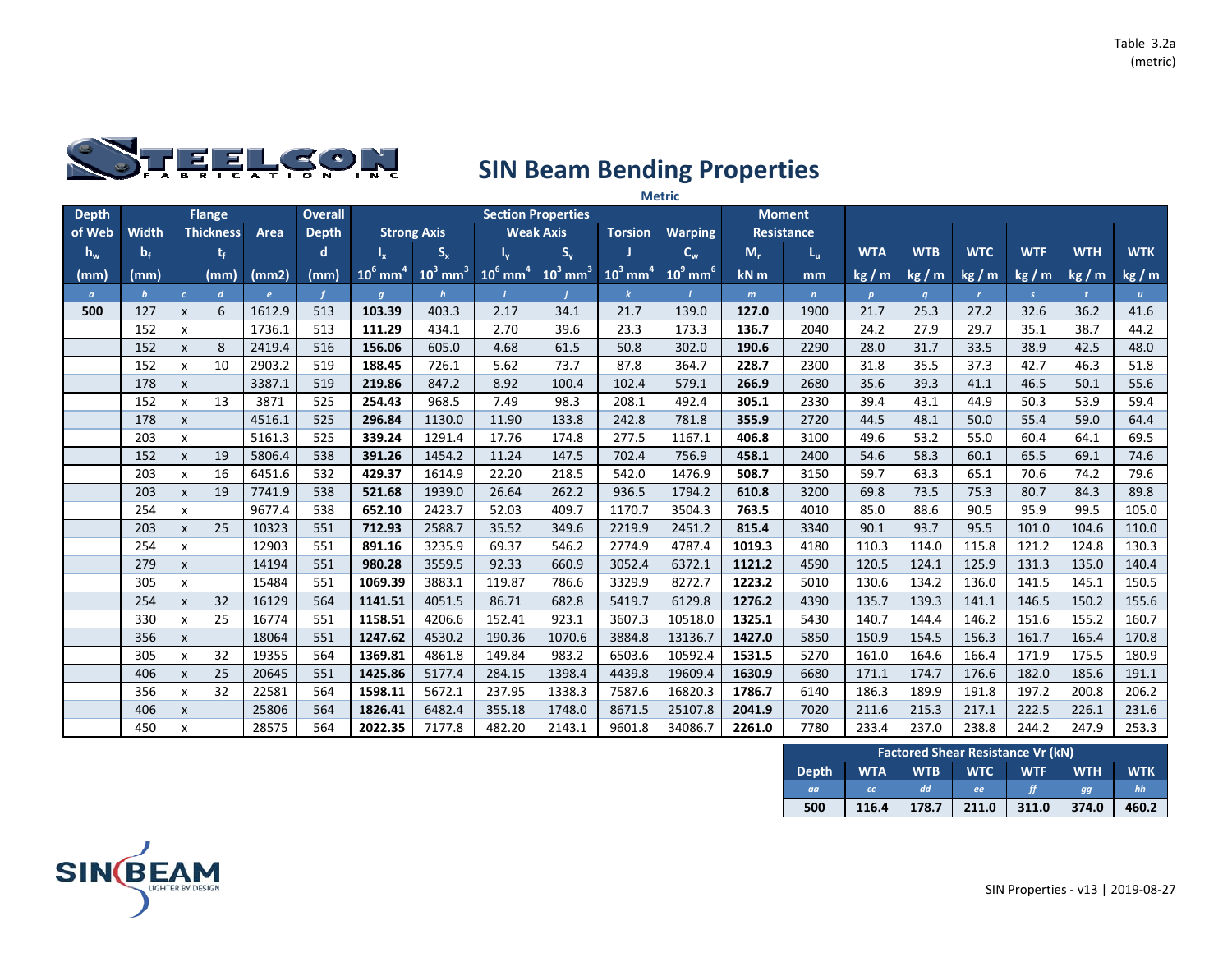Table 3.2a
(metric)

# SIN Beam Bending Properties

**Metric**

| Depth of Web | Flange Width | | Flange Thickness | Area | Overall Depth | Strong Axis | | Weak Axis | | Torsion | Warping | Moment Resistance | | | | | | | |
|---|---|---|---|---|---|---|---|---|---|---|---|---|---|---|---|---|---|---|---|
| $h_w$ | $b_f$ | | $t_f$ | | d | $I_x$ | $S_x$ | $I_y$ | $S_y$ | J | $C_w$ | $M_r$ | $L_u$ | WTA | WTB | WTC | WTF | WTH | WTK |
| (mm) | (mm) | | (mm) | (mm2) | (mm) | $10^6$ mm$^4$ | $10^3$ mm$^3$ | $10^6$ mm$^4$ | $10^3$ mm$^3$ | $10^3$ mm$^4$ | $10^9$ mm$^6$ | kN m | mm | kg / m | kg / m | kg / m | kg / m | kg / m | kg / m |
| a | b | c | d | e | f | g | h | i | j | k | l | m | n | p | q | r | s | t | u |
| **500** | 127 | x | 6 | 1612.9 | 513 | **103.39** | 403.3 | 2.17 | 34.1 | 21.7 | 139.0 | **127.0** | 1900 | 21.7 | 25.3 | 27.2 | 32.6 | 36.2 | 41.6 |
| | 152 | x | | 1736.1 | 513 | **111.29** | 434.1 | 2.70 | 39.6 | 23.3 | 173.3 | **136.7** | 2040 | 24.2 | 27.9 | 29.7 | 35.1 | 38.7 | 44.2 |
| | 152 | x | 8 | 2419.4 | 516 | **156.06** | 605.0 | 4.68 | 61.5 | 50.8 | 302.0 | **190.6** | 2290 | 28.0 | 31.7 | 33.5 | 38.9 | 42.5 | 48.0 |
| | 152 | x | 10 | 2903.2 | 519 | **188.45** | 726.1 | 5.62 | 73.7 | 87.8 | 364.7 | **228.7** | 2300 | 31.8 | 35.5 | 37.3 | 42.7 | 46.3 | 51.8 |
| | 178 | x | | 3387.1 | 519 | **219.86** | 847.2 | 8.92 | 100.4 | 102.4 | 579.1 | **266.9** | 2680 | 35.6 | 39.3 | 41.1 | 46.5 | 50.1 | 55.6 |
| | 152 | x | 13 | 3871 | 525 | **254.43** | 968.5 | 7.49 | 98.3 | 208.1 | 492.4 | **305.1** | 2330 | 39.4 | 43.1 | 44.9 | 50.3 | 53.9 | 59.4 |
| | 178 | x | | 4516.1 | 525 | **296.84** | 1130.0 | 11.90 | 133.8 | 242.8 | 781.8 | **355.9** | 2720 | 44.5 | 48.1 | 50.0 | 55.4 | 59.0 | 64.4 |
| | 203 | x | | 5161.3 | 525 | **339.24** | 1291.4 | 17.76 | 174.8 | 277.5 | 1167.1 | **406.8** | 3100 | 49.6 | 53.2 | 55.0 | 60.4 | 64.1 | 69.5 |
| | 152 | x | 19 | 5806.4 | 538 | **391.26** | 1454.2 | 11.24 | 147.5 | 702.4 | 756.9 | **458.1** | 2400 | 54.6 | 58.3 | 60.1 | 65.5 | 69.1 | 74.6 |
| | 203 | x | 16 | 6451.6 | 532 | **429.37** | 1614.9 | 22.20 | 218.5 | 542.0 | 1476.9 | **508.7** | 3150 | 59.7 | 63.3 | 65.1 | 70.6 | 74.2 | 79.6 |
| | 203 | x | 19 | 7741.9 | 538 | **521.68** | 1939.0 | 26.64 | 262.2 | 936.5 | 1794.2 | **610.8** | 3200 | 69.8 | 73.5 | 75.3 | 80.7 | 84.3 | 89.8 |
| | 254 | x | | 9677.4 | 538 | **652.10** | 2423.7 | 52.03 | 409.7 | 1170.7 | 3504.3 | **763.5** | 4010 | 85.0 | 88.6 | 90.5 | 95.9 | 99.5 | 105.0 |
| | 203 | x | 25 | 10323 | 551 | **712.93** | 2588.7 | 35.52 | 349.6 | 2219.9 | 2451.2 | **815.4** | 3340 | 90.1 | 93.7 | 95.5 | 101.0 | 104.6 | 110.0 |
| | 254 | x | | 12903 | 551 | **891.16** | 3235.9 | 69.37 | 546.2 | 2774.9 | 4787.4 | **1019.3** | 4180 | 110.3 | 114.0 | 115.8 | 121.2 | 124.8 | 130.3 |
| | 279 | x | | 14194 | 551 | **980.28** | 3559.5 | 92.33 | 660.9 | 3052.4 | 6372.1 | **1121.2** | 4590 | 120.5 | 124.1 | 125.9 | 131.3 | 135.0 | 140.4 |
| | 305 | x | | 15484 | 551 | **1069.39** | 3883.1 | 119.87 | 786.6 | 3329.9 | 8272.7 | **1223.2** | 5010 | 130.6 | 134.2 | 136.0 | 141.5 | 145.1 | 150.5 |
| | 254 | x | 32 | 16129 | 564 | **1141.51** | 4051.5 | 86.71 | 682.8 | 5419.7 | 6129.8 | **1276.2** | 4390 | 135.7 | 139.3 | 141.1 | 146.5 | 150.2 | 155.6 |
| | 330 | x | 25 | 16774 | 551 | **1158.51** | 4206.6 | 152.41 | 923.1 | 3607.3 | 10518.0 | **1325.1** | 5430 | 140.7 | 144.4 | 146.2 | 151.6 | 155.2 | 160.7 |
| | 356 | x | | 18064 | 551 | **1247.62** | 4530.2 | 190.36 | 1070.6 | 3884.8 | 13136.7 | **1427.0** | 5850 | 150.9 | 154.5 | 156.3 | 161.7 | 165.4 | 170.8 |
| | 305 | x | 32 | 19355 | 564 | **1369.81** | 4861.8 | 149.84 | 983.2 | 6503.6 | 10592.4 | **1531.5** | 5270 | 161.0 | 164.6 | 166.4 | 171.9 | 175.5 | 180.9 |
| | 406 | x | 25 | 20645 | 551 | **1425.86** | 5177.4 | 284.15 | 1398.4 | 4439.8 | 19609.4 | **1630.9** | 6680 | 171.1 | 174.7 | 176.6 | 182.0 | 185.6 | 191.1 |
| | 356 | x | 32 | 22581 | 564 | **1598.11** | 5672.1 | 237.95 | 1338.3 | 7587.6 | 16820.3 | **1786.7** | 6140 | 186.3 | 189.9 | 191.8 | 197.2 | 200.8 | 206.2 |
| | 406 | x | | 25806 | 564 | **1826.41** | 6482.4 | 355.18 | 1748.0 | 8671.5 | 25107.8 | **2041.9** | 7020 | 211.6 | 215.3 | 217.1 | 222.5 | 226.1 | 231.6 |
| | 450 | x | | 28575 | 564 | **2022.35** | 7177.8 | 482.20 | 2143.1 | 9601.8 | 34086.7 | **2261.0** | 7780 | 233.4 | 237.0 | 238.8 | 244.2 | 247.9 | 253.3 |

| Factored Shear Resistance Vr (kN) | | | | | | |
|---|---|---|---|---|---|---|
| Depth | WTA | WTB | WTC | WTF | WTH | WTK |
| aa | cc | dd | ee | ff | gg | hh |
| **500** | **116.4** | **178.7** | **211.0** | **311.0** | **374.0** | **460.2** |

SIN Properties - v13 | 2019-08-27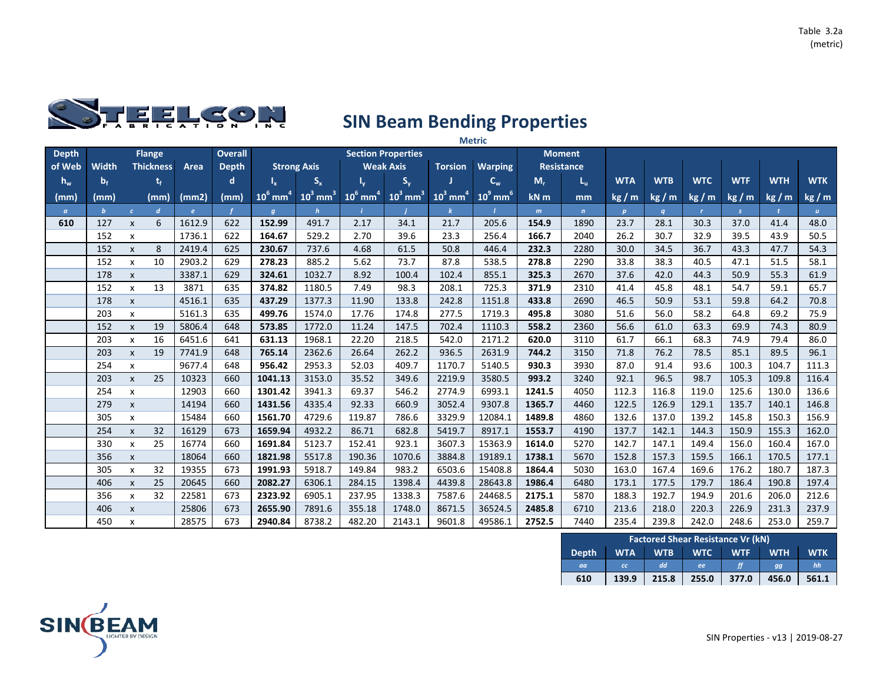Table 3.2a (metric)

STEELCON FABRICATION INC

# SIN Beam Bending Properties

**Metric**

| Depth of Web | Flange | | | Area | Overall Depth | Section Properties | | | | | | Moment Resistance | | | | | | | |
|---|---|---|---|---|---|---|---|---|---|---|---|---|---|---|---|---|---|---|---|
| | Width | | Thickness | | | Strong Axis | | Weak Axis | | Torsion | Warping | | | | | | | | |
| $h_w$ | $b_f$ | | $t_f$ | | d | $I_x$ | $S_x$ | $I_y$ | $S_y$ | J | $C_w$ | $M_r$ | $L_u$ | WTA | WTB | WTC | WTF | WTH | WTK |
| (mm) | (mm) | | (mm) | (mm2) | (mm) | $10^6$ mm$^4$ | $10^3$ mm$^3$ | $10^6$ mm$^4$ | $10^3$ mm$^3$ | $10^3$ mm$^4$ | $10^9$ mm$^6$ | kN m | mm | kg / m | kg / m | kg / m | kg / m | kg / m | kg / m |
| *a* | *b* | *c* | *d* | *e* | *f* | *g* | *h* | *i* | *j* | *k* | *l* | *m* | *n* | *p* | *q* | *r* | *s* | *t* | *u* |
| **610** | 127 | x | 6 | 1612.9 | 622 | **152.99** | 491.7 | 2.17 | 34.1 | 21.7 | 205.6 | **154.9** | 1890 | 23.7 | 28.1 | 30.3 | 37.0 | 41.4 | 48.0 |
| | 152 | x | | 1736.1 | 622 | **164.67** | 529.2 | 2.70 | 39.6 | 23.3 | 256.4 | **166.7** | 2040 | 26.2 | 30.7 | 32.9 | 39.5 | 43.9 | 50.5 |
| | 152 | x | 8 | 2419.4 | 625 | **230.67** | 737.6 | 4.68 | 61.5 | 50.8 | 446.4 | **232.3** | 2280 | 30.0 | 34.5 | 36.7 | 43.3 | 47.7 | 54.3 |
| | 152 | x | 10 | 2903.2 | 629 | **278.23** | 885.2 | 5.62 | 73.7 | 87.8 | 538.5 | **278.8** | 2290 | 33.8 | 38.3 | 40.5 | 47.1 | 51.5 | 58.1 |
| | 178 | x | | 3387.1 | 629 | **324.61** | 1032.7 | 8.92 | 100.4 | 102.4 | 855.1 | **325.3** | 2670 | 37.6 | 42.0 | 44.3 | 50.9 | 55.3 | 61.9 |
| | 152 | x | 13 | 3871 | 635 | **374.82** | 1180.5 | 7.49 | 98.3 | 208.1 | 725.3 | **371.9** | 2310 | 41.4 | 45.8 | 48.1 | 54.7 | 59.1 | 65.7 |
| | 178 | x | | 4516.1 | 635 | **437.29** | 1377.3 | 11.90 | 133.8 | 242.8 | 1151.8 | **433.8** | 2690 | 46.5 | 50.9 | 53.1 | 59.8 | 64.2 | 70.8 |
| | 203 | x | | 5161.3 | 635 | **499.76** | 1574.0 | 17.76 | 174.8 | 277.5 | 1719.3 | **495.8** | 3080 | 51.6 | 56.0 | 58.2 | 64.8 | 69.2 | 75.9 |
| | 152 | x | 19 | 5806.4 | 648 | **573.85** | 1772.0 | 11.24 | 147.5 | 702.4 | 1110.3 | **558.2** | 2360 | 56.6 | 61.0 | 63.3 | 69.9 | 74.3 | 80.9 |
| | 203 | x | 16 | 6451.6 | 641 | **631.13** | 1968.1 | 22.20 | 218.5 | 542.0 | 2171.2 | **620.0** | 3110 | 61.7 | 66.1 | 68.3 | 74.9 | 79.4 | 86.0 |
| | 203 | x | 19 | 7741.9 | 648 | **765.14** | 2362.6 | 26.64 | 262.2 | 936.5 | 2631.9 | **744.2** | 3150 | 71.8 | 76.2 | 78.5 | 85.1 | 89.5 | 96.1 |
| | 254 | x | | 9677.4 | 648 | **956.42** | 2953.3 | 52.03 | 409.7 | 1170.7 | 5140.5 | **930.3** | 3930 | 87.0 | 91.4 | 93.6 | 100.3 | 104.7 | 111.3 |
| | 203 | x | 25 | 10323 | 660 | **1041.13** | 3153.0 | 35.52 | 349.6 | 2219.9 | 3580.5 | **993.2** | 3240 | 92.1 | 96.5 | 98.7 | 105.3 | 109.8 | 116.4 |
| | 254 | x | | 12903 | 660 | **1301.42** | 3941.3 | 69.37 | 546.2 | 2774.9 | 6993.1 | **1241.5** | 4050 | 112.3 | 116.8 | 119.0 | 125.6 | 130.0 | 136.6 |
| | 279 | x | | 14194 | 660 | **1431.56** | 4335.4 | 92.33 | 660.9 | 3052.4 | 9307.8 | **1365.7** | 4460 | 122.5 | 126.9 | 129.1 | 135.7 | 140.1 | 146.8 |
| | 305 | x | | 15484 | 660 | **1561.70** | 4729.6 | 119.87 | 786.6 | 3329.9 | 12084.1 | **1489.8** | 4860 | 132.6 | 137.0 | 139.2 | 145.8 | 150.3 | 156.9 |
| | 254 | x | 32 | 16129 | 673 | **1659.94** | 4932.2 | 86.71 | 682.8 | 5419.7 | 8917.1 | **1553.7** | 4190 | 137.7 | 142.1 | 144.3 | 150.9 | 155.3 | 162.0 |
| | 330 | x | 25 | 16774 | 660 | **1691.84** | 5123.7 | 152.41 | 923.1 | 3607.3 | 15363.9 | **1614.0** | 5270 | 142.7 | 147.1 | 149.4 | 156.0 | 160.4 | 167.0 |
| | 356 | x | | 18064 | 660 | **1821.98** | 5517.8 | 190.36 | 1070.6 | 3884.8 | 19189.1 | **1738.1** | 5670 | 152.8 | 157.3 | 159.5 | 166.1 | 170.5 | 177.1 |
| | 305 | x | 32 | 19355 | 673 | **1991.93** | 5918.7 | 149.84 | 983.2 | 6503.6 | 15408.8 | **1864.4** | 5030 | 163.0 | 167.4 | 169.6 | 176.2 | 180.7 | 187.3 |
| | 406 | x | 25 | 20645 | 660 | **2082.27** | 6306.1 | 284.15 | 1398.4 | 4439.8 | 28643.8 | **1986.4** | 6480 | 173.1 | 177.5 | 179.7 | 186.4 | 190.8 | 197.4 |
| | 356 | x | 32 | 22581 | 673 | **2323.92** | 6905.1 | 237.95 | 1338.3 | 7587.6 | 24468.5 | **2175.1** | 5870 | 188.3 | 192.7 | 194.9 | 201.6 | 206.0 | 212.6 |
| | 406 | x | | 25806 | 673 | **2655.90** | 7891.6 | 355.18 | 1748.0 | 8671.5 | 36524.5 | **2485.8** | 6710 | 213.6 | 218.0 | 220.3 | 226.9 | 231.3 | 237.9 |
| | 450 | x | | 28575 | 673 | **2940.84** | 8738.2 | 482.20 | 2143.1 | 9601.8 | 49586.1 | **2752.5** | 7440 | 235.4 | 239.8 | 242.0 | 248.6 | 253.0 | 259.7 |

| Factored Shear Resistance Vr (kN) | | | | | | |
|---|---|---|---|---|---|---|
| Depth | WTA | WTB | WTC | WTF | WTH | WTK |
| *aa* | *cc* | *dd* | *ee* | *ff* | *gg* | *hh* |
| **610** | **139.9** | **215.8** | **255.0** | **377.0** | **456.0** | **561.1** |

SINBEAM LIGHTER BY DESIGN

SIN Properties - v13 | 2019-08-27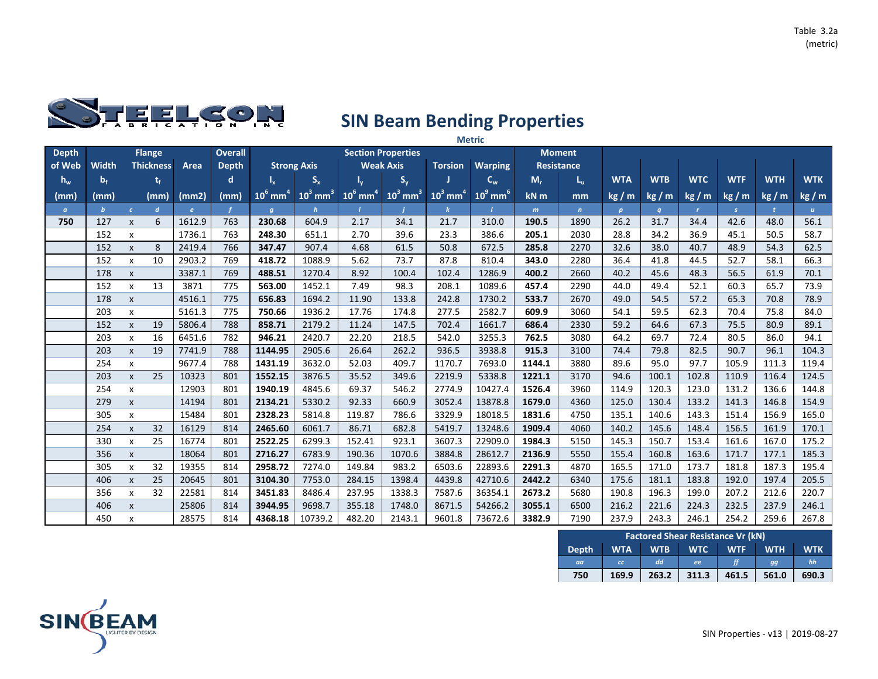Table 3.2a
(metric)

# SIN Beam Bending Properties

**Metric**

| Depth of Web | Flange | | | Area | Overall Depth | Section Properties | | | | | | Moment Resistance | | | | | | | |
|---|---|---|---|---|---|---|---|---|---|---|---|---|---|---|---|---|---|---|---|
| | Width | | Thickness | | | Strong Axis | | Weak Axis | | Torsion | Warping | | | | | | | | |
| $h_w$ | $b_f$ | | $t_f$ | | d | $I_x$ | $S_x$ | $I_y$ | $S_y$ | J | $C_w$ | $M_r$ | $L_u$ | WTA | WTB | WTC | WTF | WTH | WTK |
| (mm) | (mm) | | (mm) | (mm2) | (mm) | $10^6$ mm$^4$ | $10^3$ mm$^3$ | $10^6$ mm$^4$ | $10^3$ mm$^3$ | $10^3$ mm$^4$ | $10^9$ mm$^6$ | kN m | mm | kg / m | kg / m | kg / m | kg / m | kg / m | kg / m |
| *a* | *b* | *c* | *d* | *e* | *f* | *g* | *h* | *i* | *j* | *k* | *l* | *m* | *n* | *p* | *q* | *r* | *s* | *t* | *u* |
| **750** | 127 | x | 6 | 1612.9 | 763 | **230.68** | 604.9 | 2.17 | 34.1 | 21.7 | 310.0 | **190.5** | 1890 | 26.2 | 31.7 | 34.4 | 42.6 | 48.0 | 56.1 |
| | 152 | x | | 1736.1 | 763 | **248.30** | 651.1 | 2.70 | 39.6 | 23.3 | 386.6 | **205.1** | 2030 | 28.8 | 34.2 | 36.9 | 45.1 | 50.5 | 58.7 |
| | 152 | x | 8 | 2419.4 | 766 | **347.47** | 907.4 | 4.68 | 61.5 | 50.8 | 672.5 | **285.8** | 2270 | 32.6 | 38.0 | 40.7 | 48.9 | 54.3 | 62.5 |
| | 152 | x | 10 | 2903.2 | 769 | **418.72** | 1088.9 | 5.62 | 73.7 | 87.8 | 810.4 | **343.0** | 2280 | 36.4 | 41.8 | 44.5 | 52.7 | 58.1 | 66.3 |
| | 178 | x | | 3387.1 | 769 | **488.51** | 1270.4 | 8.92 | 100.4 | 102.4 | 1286.9 | **400.2** | 2660 | 40.2 | 45.6 | 48.3 | 56.5 | 61.9 | 70.1 |
| | 152 | x | 13 | 3871 | 775 | **563.00** | 1452.1 | 7.49 | 98.3 | 208.1 | 1089.6 | **457.4** | 2290 | 44.0 | 49.4 | 52.1 | 60.3 | 65.7 | 73.9 |
| | 178 | x | | 4516.1 | 775 | **656.83** | 1694.2 | 11.90 | 133.8 | 242.8 | 1730.2 | **533.7** | 2670 | 49.0 | 54.5 | 57.2 | 65.3 | 70.8 | 78.9 |
| | 203 | x | | 5161.3 | 775 | **750.66** | 1936.2 | 17.76 | 174.8 | 277.5 | 2582.7 | **609.9** | 3060 | 54.1 | 59.5 | 62.3 | 70.4 | 75.8 | 84.0 |
| | 152 | x | 19 | 5806.4 | 788 | **858.71** | 2179.2 | 11.24 | 147.5 | 702.4 | 1661.7 | **686.4** | 2330 | 59.2 | 64.6 | 67.3 | 75.5 | 80.9 | 89.1 |
| | 203 | x | 16 | 6451.6 | 782 | **946.21** | 2420.7 | 22.20 | 218.5 | 542.0 | 3255.3 | **762.5** | 3080 | 64.2 | 69.7 | 72.4 | 80.5 | 86.0 | 94.1 |
| | 203 | x | 19 | 7741.9 | 788 | **1144.95** | 2905.6 | 26.64 | 262.2 | 936.5 | 3938.8 | **915.3** | 3100 | 74.4 | 79.8 | 82.5 | 90.7 | 96.1 | 104.3 |
| | 254 | x | | 9677.4 | 788 | **1431.19** | 3632.0 | 52.03 | 409.7 | 1170.7 | 7693.0 | **1144.1** | 3880 | 89.6 | 95.0 | 97.7 | 105.9 | 111.3 | 119.4 |
| | 203 | x | 25 | 10323 | 801 | **1552.15** | 3876.5 | 35.52 | 349.6 | 2219.9 | 5338.8 | **1221.1** | 3170 | 94.6 | 100.1 | 102.8 | 110.9 | 116.4 | 124.5 |
| | 254 | x | | 12903 | 801 | **1940.19** | 4845.6 | 69.37 | 546.2 | 2774.9 | 10427.4 | **1526.4** | 3960 | 114.9 | 120.3 | 123.0 | 131.2 | 136.6 | 144.8 |
| | 279 | x | | 14194 | 801 | **2134.21** | 5330.2 | 92.33 | 660.9 | 3052.4 | 13878.8 | **1679.0** | 4360 | 125.0 | 130.4 | 133.2 | 141.3 | 146.8 | 154.9 |
| | 305 | x | | 15484 | 801 | **2328.23** | 5814.8 | 119.87 | 786.6 | 3329.9 | 18018.5 | **1831.6** | 4750 | 135.1 | 140.6 | 143.3 | 151.4 | 156.9 | 165.0 |
| | 254 | x | 32 | 16129 | 814 | **2465.60** | 6061.7 | 86.71 | 682.8 | 5419.7 | 13248.6 | **1909.4** | 4060 | 140.2 | 145.6 | 148.4 | 156.5 | 161.9 | 170.1 |
| | 330 | x | 25 | 16774 | 801 | **2522.25** | 6299.3 | 152.41 | 923.1 | 3607.3 | 22909.0 | **1984.3** | 5150 | 145.3 | 150.7 | 153.4 | 161.6 | 167.0 | 175.2 |
| | 356 | x | | 18064 | 801 | **2716.27** | 6783.9 | 190.36 | 1070.6 | 3884.8 | 28612.7 | **2136.9** | 5550 | 155.4 | 160.8 | 163.6 | 171.7 | 177.1 | 185.3 |
| | 305 | x | 32 | 19355 | 814 | **2958.72** | 7274.0 | 149.84 | 983.2 | 6503.6 | 22893.6 | **2291.3** | 4870 | 165.5 | 171.0 | 173.7 | 181.8 | 187.3 | 195.4 |
| | 406 | x | 25 | 20645 | 801 | **3104.30** | 7753.0 | 284.15 | 1398.4 | 4439.8 | 42710.6 | **2442.2** | 6340 | 175.6 | 181.1 | 183.8 | 192.0 | 197.4 | 205.5 |
| | 356 | x | 32 | 22581 | 814 | **3451.83** | 8486.4 | 237.95 | 1338.3 | 7587.6 | 36354.1 | **2673.2** | 5680 | 190.8 | 196.3 | 199.0 | 207.2 | 212.6 | 220.7 |
| | 406 | x | | 25806 | 814 | **3944.95** | 9698.7 | 355.18 | 1748.0 | 8671.5 | 54266.2 | **3055.1** | 6500 | 216.2 | 221.6 | 224.3 | 232.5 | 237.9 | 246.1 |
| | 450 | x | | 28575 | 814 | **4368.18** | 10739.2 | 482.20 | 2143.1 | 9601.8 | 73672.6 | **3382.9** | 7190 | 237.9 | 243.3 | 246.1 | 254.2 | 259.6 | 267.8 |

| Factored Shear Resistance Vr (kN) | | | | | | |
|---|---|---|---|---|---|---|
| Depth | WTA | WTB | WTC | WTF | WTH | WTK |
| *aa* | *cc* | *dd* | *ee* | *ff* | *gg* | *hh* |
| **750** | **169.9** | **263.2** | **311.3** | **461.5** | **561.0** | **690.3** |

SIN Properties - v13 | 2019-08-27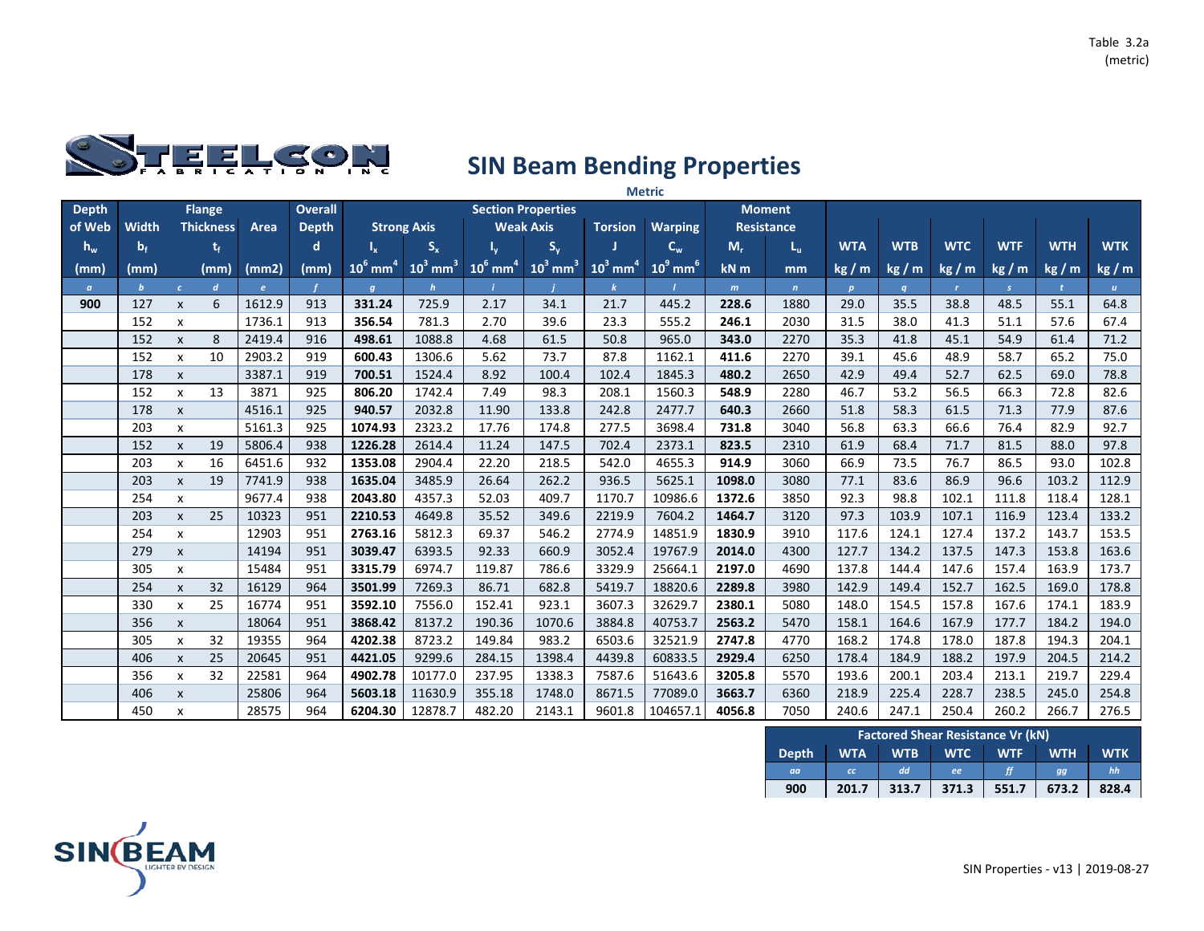Table 3.2a (metric)

STEELCON FABRICATION INC

# SIN Beam Bending Properties

Metric

| Depth of Web | Flange Width | | Flange Thickness | Area | Overall Depth | Strong Axis | | Weak Axis | | Torsion | Warping | Moment Resistance | | WTA | WTB | WTC | WTF | WTH | WTK |
|---|---|---|---|---|---|---|---|---|---|---|---|---|---|---|---|---|---|---|---|
| $h_w$ | $b_f$ | | $t_f$ | | d | $I_x$ | $S_x$ | $I_y$ | $S_y$ | J | $C_w$ | $M_r$ | $L_u$ | | | | | | |
| (mm) | (mm) | | (mm) | (mm2) | (mm) | $10^6$ mm$^4$ | $10^3$ mm$^3$ | $10^6$ mm$^4$ | $10^3$ mm$^3$ | $10^3$ mm$^4$ | $10^9$ mm$^6$ | kN m | mm | kg / m | kg / m | kg / m | kg / m | kg / m | kg / m |
| *a* | *b* | *c* | *d* | *e* | *f* | *g* | *h* | *i* | *j* | *k* | *l* | *m* | *n* | *p* | *q* | *r* | *s* | *t* | *u* |
| **900** | 127 | x | 6 | 1612.9 | 913 | **331.24** | 725.9 | 2.17 | 34.1 | 21.7 | 445.2 | **228.6** | 1880 | 29.0 | 35.5 | 38.8 | 48.5 | 55.1 | 64.8 |
| | 152 | x | | 1736.1 | 913 | **356.54** | 781.3 | 2.70 | 39.6 | 23.3 | 555.2 | **246.1** | 2030 | 31.5 | 38.0 | 41.3 | 51.1 | 57.6 | 67.4 |
| | 152 | x | 8 | 2419.4 | 916 | **498.61** | 1088.8 | 4.68 | 61.5 | 50.8 | 965.0 | **343.0** | 2270 | 35.3 | 41.8 | 45.1 | 54.9 | 61.4 | 71.2 |
| | 152 | x | 10 | 2903.2 | 919 | **600.43** | 1306.6 | 5.62 | 73.7 | 87.8 | 1162.1 | **411.6** | 2270 | 39.1 | 45.6 | 48.9 | 58.7 | 65.2 | 75.0 |
| | 178 | x | | 3387.1 | 919 | **700.51** | 1524.4 | 8.92 | 100.4 | 102.4 | 1845.3 | **480.2** | 2650 | 42.9 | 49.4 | 52.7 | 62.5 | 69.0 | 78.8 |
| | 152 | x | 13 | 3871 | 925 | **806.20** | 1742.4 | 7.49 | 98.3 | 208.1 | 1560.3 | **548.9** | 2280 | 46.7 | 53.2 | 56.5 | 66.3 | 72.8 | 82.6 |
| | 178 | x | | 4516.1 | 925 | **940.57** | 2032.8 | 11.90 | 133.8 | 242.8 | 2477.7 | **640.3** | 2660 | 51.8 | 58.3 | 61.5 | 71.3 | 77.9 | 87.6 |
| | 203 | x | | 5161.3 | 925 | **1074.93** | 2323.2 | 17.76 | 174.8 | 277.5 | 3698.4 | **731.8** | 3040 | 56.8 | 63.3 | 66.6 | 76.4 | 82.9 | 92.7 |
| | 152 | x | 19 | 5806.4 | 938 | **1226.28** | 2614.4 | 11.24 | 147.5 | 702.4 | 2373.1 | **823.5** | 2310 | 61.9 | 68.4 | 71.7 | 81.5 | 88.0 | 97.8 |
| | 203 | x | 16 | 6451.6 | 932 | **1353.08** | 2904.4 | 22.20 | 218.5 | 542.0 | 4655.3 | **914.9** | 3060 | 66.9 | 73.5 | 76.7 | 86.5 | 93.0 | 102.8 |
| | 203 | x | 19 | 7741.9 | 938 | **1635.04** | 3485.9 | 26.64 | 262.2 | 936.5 | 5625.1 | **1098.0** | 3080 | 77.1 | 83.6 | 86.9 | 96.6 | 103.2 | 112.9 |
| | 254 | x | | 9677.4 | 938 | **2043.80** | 4357.3 | 52.03 | 409.7 | 1170.7 | 10986.6 | **1372.6** | 3850 | 92.3 | 98.8 | 102.1 | 111.8 | 118.4 | 128.1 |
| | 203 | x | 25 | 10323 | 951 | **2210.53** | 4649.8 | 35.52 | 349.6 | 2219.9 | 7604.2 | **1464.7** | 3120 | 97.3 | 103.9 | 107.1 | 116.9 | 123.4 | 133.2 |
| | 254 | x | | 12903 | 951 | **2763.16** | 5812.3 | 69.37 | 546.2 | 2774.9 | 14851.9 | **1830.9** | 3910 | 117.6 | 124.1 | 127.4 | 137.2 | 143.7 | 153.5 |
| | 279 | x | | 14194 | 951 | **3039.47** | 6393.5 | 92.33 | 660.9 | 3052.4 | 19767.9 | **2014.0** | 4300 | 127.7 | 134.2 | 137.5 | 147.3 | 153.8 | 163.6 |
| | 305 | x | | 15484 | 951 | **3315.79** | 6974.7 | 119.87 | 786.6 | 3329.9 | 25664.1 | **2197.0** | 4690 | 137.8 | 144.4 | 147.6 | 157.4 | 163.9 | 173.7 |
| | 254 | x | 32 | 16129 | 964 | **3501.99** | 7269.3 | 86.71 | 682.8 | 5419.7 | 18820.6 | **2289.8** | 3980 | 142.9 | 149.4 | 152.7 | 162.5 | 169.0 | 178.8 |
| | 330 | x | 25 | 16774 | 951 | **3592.10** | 7556.0 | 152.41 | 923.1 | 3607.3 | 32629.7 | **2380.1** | 5080 | 148.0 | 154.5 | 157.8 | 167.6 | 174.1 | 183.9 |
| | 356 | x | | 18064 | 951 | **3868.42** | 8137.2 | 190.36 | 1070.6 | 3884.8 | 40753.7 | **2563.2** | 5470 | 158.1 | 164.6 | 167.9 | 177.7 | 184.2 | 194.0 |
| | 305 | x | 32 | 19355 | 964 | **4202.38** | 8723.2 | 149.84 | 983.2 | 6503.6 | 32521.9 | **2747.8** | 4770 | 168.2 | 174.8 | 178.0 | 187.8 | 194.3 | 204.1 |
| | 406 | x | 25 | 20645 | 951 | **4421.05** | 9299.6 | 284.15 | 1398.4 | 4439.8 | 60833.5 | **2929.4** | 6250 | 178.4 | 184.9 | 188.2 | 197.9 | 204.5 | 214.2 |
| | 356 | x | 32 | 22581 | 964 | **4902.78** | 10177.0 | 237.95 | 1338.3 | 7587.6 | 51643.6 | **3205.8** | 5570 | 193.6 | 200.1 | 203.4 | 213.1 | 219.7 | 229.4 |
| | 406 | x | | 25806 | 964 | **5603.18** | 11630.9 | 355.18 | 1748.0 | 8671.5 | 77089.0 | **3663.7** | 6360 | 218.9 | 225.4 | 228.7 | 238.5 | 245.0 | 254.8 |
| | 450 | x | | 28575 | 964 | **6204.30** | 12878.7 | 482.20 | 2143.1 | 9601.8 | 104657.1 | **4056.8** | 7050 | 240.6 | 247.1 | 250.4 | 260.2 | 266.7 | 276.5 |

**Factored Shear Resistance Vr (kN)**

| Depth | WTA | WTB | WTC | WTF | WTH | WTK |
|---|---|---|---|---|---|---|
| *aa* | *cc* | *dd* | *ee* | *ff* | *gg* | *hh* |
| **900** | **201.7** | **313.7** | **371.3** | **551.7** | **673.2** | **828.4** |

SIN BEAM LIGHTER BY DESIGN

SIN Properties - v13 | 2019-08-27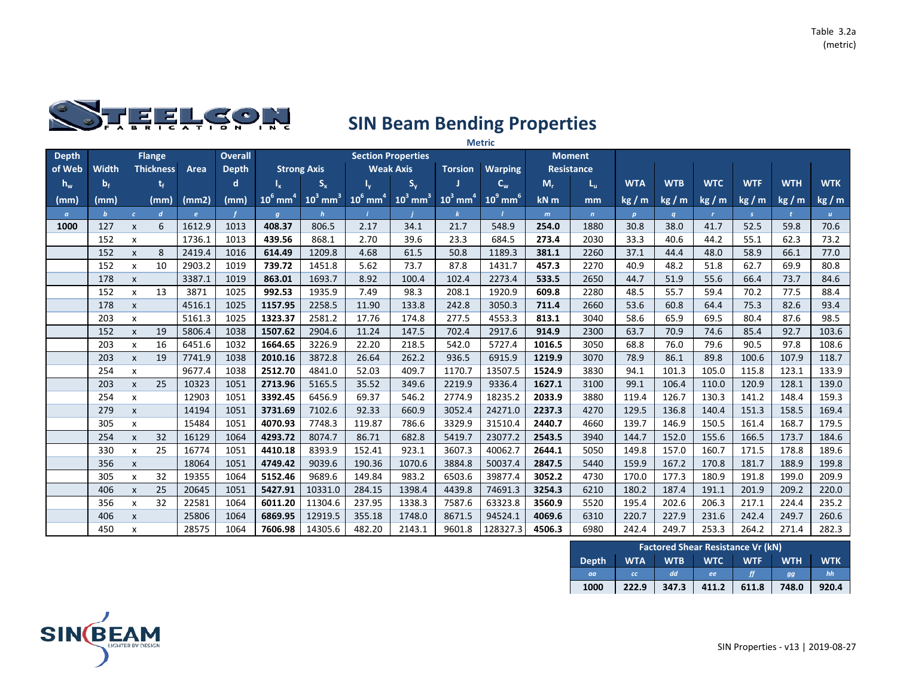Table 3.2a
(metric)

# SIN Beam Bending Properties

**Metric**

| Depth of Web | Flange | | | Area | Overall Depth | Section Properties | | | | | | Moment Resistance | | | | | | | |
|---|---|---|---|---|---|---|---|---|---|---|---|---|---|---|---|---|---|---|---|
| | Width | | Thickness | | | Strong Axis | | Weak Axis | | Torsion | Warping | | | WTA | WTB | WTC | WTF | WTH | WTK |
| $h_w$ | $b_f$ | | $t_f$ | | d | $I_x$ | $S_x$ | $I_y$ | $S_y$ | J | $C_w$ | $M_r$ | $L_u$ | | | | | | |
| (mm) | (mm) | | (mm) | (mm2) | (mm) | $10^6$ mm$^4$ | $10^3$ mm$^3$ | $10^6$ mm$^4$ | $10^3$ mm$^3$ | $10^3$ mm$^4$ | $10^9$ mm$^6$ | kN m | mm | kg / m | kg / m | kg / m | kg / m | kg / m | kg / m |
| a | b | c | d | e | f | g | h | i | j | k | l | m | n | p | q | r | s | t | u |
| **1000** | 127 | x | 6 | 1612.9 | 1013 | **408.37** | 806.5 | 2.17 | 34.1 | 21.7 | 548.9 | **254.0** | 1880 | 30.8 | 38.0 | 41.7 | 52.5 | 59.8 | 70.6 |
| | 152 | x | | 1736.1 | 1013 | **439.56** | 868.1 | 2.70 | 39.6 | 23.3 | 684.5 | **273.4** | 2030 | 33.3 | 40.6 | 44.2 | 55.1 | 62.3 | 73.2 |
| | 152 | x | 8 | 2419.4 | 1016 | **614.49** | 1209.8 | 4.68 | 61.5 | 50.8 | 1189.3 | **381.1** | 2260 | 37.1 | 44.4 | 48.0 | 58.9 | 66.1 | 77.0 |
| | 152 | x | 10 | 2903.2 | 1019 | **739.72** | 1451.8 | 5.62 | 73.7 | 87.8 | 1431.7 | **457.3** | 2270 | 40.9 | 48.2 | 51.8 | 62.7 | 69.9 | 80.8 |
| | 178 | x | | 3387.1 | 1019 | **863.01** | 1693.7 | 8.92 | 100.4 | 102.4 | 2273.4 | **533.5** | 2650 | 44.7 | 51.9 | 55.6 | 66.4 | 73.7 | 84.6 |
| | 152 | x | 13 | 3871 | 1025 | **992.53** | 1935.9 | 7.49 | 98.3 | 208.1 | 1920.9 | **609.8** | 2280 | 48.5 | 55.7 | 59.4 | 70.2 | 77.5 | 88.4 |
| | 178 | x | | 4516.1 | 1025 | **1157.95** | 2258.5 | 11.90 | 133.8 | 242.8 | 3050.3 | **711.4** | 2660 | 53.6 | 60.8 | 64.4 | 75.3 | 82.6 | 93.4 |
| | 203 | x | | 5161.3 | 1025 | **1323.37** | 2581.2 | 17.76 | 174.8 | 277.5 | 4553.3 | **813.1** | 3040 | 58.6 | 65.9 | 69.5 | 80.4 | 87.6 | 98.5 |
| | 152 | x | 19 | 5806.4 | 1038 | **1507.62** | 2904.6 | 11.24 | 147.5 | 702.4 | 2917.6 | **914.9** | 2300 | 63.7 | 70.9 | 74.6 | 85.4 | 92.7 | 103.6 |
| | 203 | x | 16 | 6451.6 | 1032 | **1664.65** | 3226.9 | 22.20 | 218.5 | 542.0 | 5727.4 | **1016.5** | 3050 | 68.8 | 76.0 | 79.6 | 90.5 | 97.8 | 108.6 |
| | 203 | x | 19 | 7741.9 | 1038 | **2010.16** | 3872.8 | 26.64 | 262.2 | 936.5 | 6915.9 | **1219.9** | 3070 | 78.9 | 86.1 | 89.8 | 100.6 | 107.9 | 118.7 |
| | 254 | x | | 9677.4 | 1038 | **2512.70** | 4841.0 | 52.03 | 409.7 | 1170.7 | 13507.5 | **1524.9** | 3830 | 94.1 | 101.3 | 105.0 | 115.8 | 123.1 | 133.9 |
| | 203 | x | 25 | 10323 | 1051 | **2713.96** | 5165.5 | 35.52 | 349.6 | 2219.9 | 9336.4 | **1627.1** | 3100 | 99.1 | 106.4 | 110.0 | 120.9 | 128.1 | 139.0 |
| | 254 | x | | 12903 | 1051 | **3392.45** | 6456.9 | 69.37 | 546.2 | 2774.9 | 18235.2 | **2033.9** | 3880 | 119.4 | 126.7 | 130.3 | 141.2 | 148.4 | 159.3 |
| | 279 | x | | 14194 | 1051 | **3731.69** | 7102.6 | 92.33 | 660.9 | 3052.4 | 24271.0 | **2237.3** | 4270 | 129.5 | 136.8 | 140.4 | 151.3 | 158.5 | 169.4 |
| | 305 | x | | 15484 | 1051 | **4070.93** | 7748.3 | 119.87 | 786.6 | 3329.9 | 31510.4 | **2440.7** | 4660 | 139.7 | 146.9 | 150.5 | 161.4 | 168.7 | 179.5 |
| | 254 | x | 32 | 16129 | 1064 | **4293.72** | 8074.7 | 86.71 | 682.8 | 5419.7 | 23077.2 | **2543.5** | 3940 | 144.7 | 152.0 | 155.6 | 166.5 | 173.7 | 184.6 |
| | 330 | x | 25 | 16774 | 1051 | **4410.18** | 8393.9 | 152.41 | 923.1 | 3607.3 | 40062.7 | **2644.1** | 5050 | 149.8 | 157.0 | 160.7 | 171.5 | 178.8 | 189.6 |
| | 356 | x | | 18064 | 1051 | **4749.42** | 9039.6 | 190.36 | 1070.6 | 3884.8 | 50037.4 | **2847.5** | 5440 | 159.9 | 167.2 | 170.8 | 181.7 | 188.9 | 199.8 |
| | 305 | x | 32 | 19355 | 1064 | **5152.46** | 9689.6 | 149.84 | 983.2 | 6503.6 | 39877.4 | **3052.2** | 4730 | 170.0 | 177.3 | 180.9 | 191.8 | 199.0 | 209.9 |
| | 406 | x | 25 | 20645 | 1051 | **5427.91** | 10331.0 | 284.15 | 1398.4 | 4439.8 | 74691.3 | **3254.3** | 6210 | 180.2 | 187.4 | 191.1 | 201.9 | 209.2 | 220.0 |
| | 356 | x | 32 | 22581 | 1064 | **6011.20** | 11304.6 | 237.95 | 1338.3 | 7587.6 | 63323.8 | **3560.9** | 5520 | 195.4 | 202.6 | 206.3 | 217.1 | 224.4 | 235.2 |
| | 406 | x | | 25806 | 1064 | **6869.95** | 12919.5 | 355.18 | 1748.0 | 8671.5 | 94524.1 | **4069.6** | 6310 | 220.7 | 227.9 | 231.6 | 242.4 | 249.7 | 260.6 |
| | 450 | x | | 28575 | 1064 | **7606.98** | 14305.6 | 482.20 | 2143.1 | 9601.8 | 128327.3 | **4506.3** | 6980 | 242.4 | 249.7 | 253.3 | 264.2 | 271.4 | 282.3 |

| Factored Shear Resistance Vr (kN) | | | | | | |
|---|---|---|---|---|---|---|
| Depth | WTA | WTB | WTC | WTF | WTH | WTK |
| aa | cc | dd | ee | ff | gg | hh |
| **1000** | **222.9** | **347.3** | **411.2** | **611.8** | **748.0** | **920.4** |

SIN Properties - v13 | 2019-08-27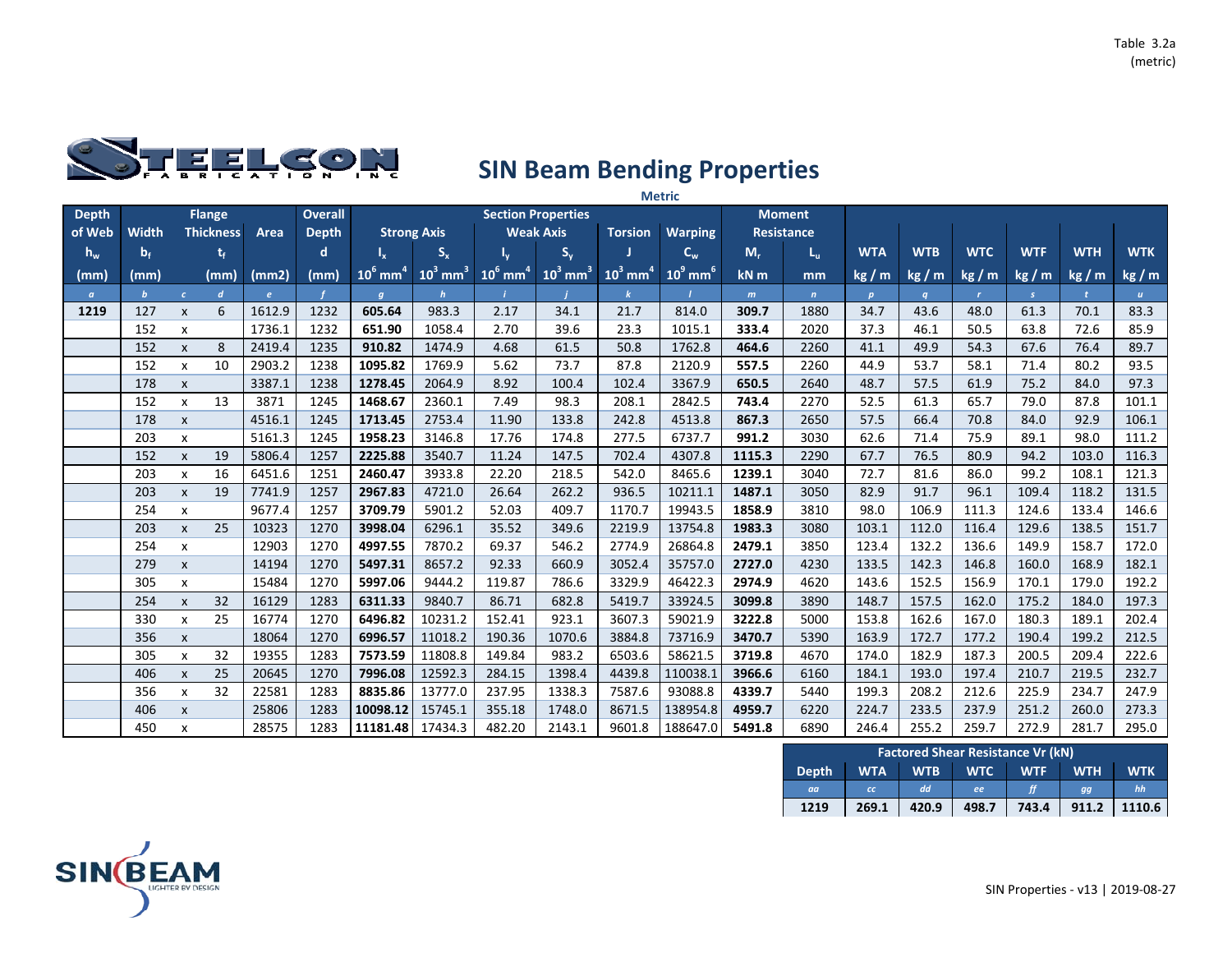Table 3.2a
(metric)

# SIN Beam Bending Properties

**Metric**

| Depth of Web | Flange | | | Area | Overall Depth | Section Properties | | | | | | Moment Resistance | | | | | | | |
|---|---|---|---|---|---|---|---|---|---|---|---|---|---|---|---|---|---|---|---|
| | Width | | Thickness | | | Strong Axis | | Weak Axis | | Torsion | Warping | | | | | | | | |
| $h_w$ | $b_f$ | | $t_f$ | | d | $I_x$ | $S_x$ | $I_y$ | $S_y$ | J | $C_w$ | $M_r$ | $L_u$ | WTA | WTB | WTC | WTF | WTH | WTK |
| (mm) | (mm) | | (mm) | (mm2) | (mm) | $10^6$ mm$^4$ | $10^3$ mm$^3$ | $10^6$ mm$^4$ | $10^3$ mm$^3$ | $10^3$ mm$^4$ | $10^9$ mm$^6$ | kN m | mm | kg / m | kg / m | kg / m | kg / m | kg / m | kg / m |
| *a* | *b* | *c* | *d* | *e* | *f* | *g* | *h* | *i* | *j* | *k* | *l* | *m* | *n* | *p* | *q* | *r* | *s* | *t* | *u* |
| **1219** | 127 | x | 6 | 1612.9 | 1232 | **605.64** | 983.3 | 2.17 | 34.1 | 21.7 | 814.0 | **309.7** | 1880 | 34.7 | 43.6 | 48.0 | 61.3 | 70.1 | 83.3 |
| | 152 | x | | 1736.1 | 1232 | **651.90** | 1058.4 | 2.70 | 39.6 | 23.3 | 1015.1 | **333.4** | 2020 | 37.3 | 46.1 | 50.5 | 63.8 | 72.6 | 85.9 |
| | 152 | x | 8 | 2419.4 | 1235 | **910.82** | 1474.9 | 4.68 | 61.5 | 50.8 | 1762.8 | **464.6** | 2260 | 41.1 | 49.9 | 54.3 | 67.6 | 76.4 | 89.7 |
| | 152 | x | 10 | 2903.2 | 1238 | **1095.82** | 1769.9 | 5.62 | 73.7 | 87.8 | 2120.9 | **557.5** | 2260 | 44.9 | 53.7 | 58.1 | 71.4 | 80.2 | 93.5 |
| | 178 | x | | 3387.1 | 1238 | **1278.45** | 2064.9 | 8.92 | 100.4 | 102.4 | 3367.9 | **650.5** | 2640 | 48.7 | 57.5 | 61.9 | 75.2 | 84.0 | 97.3 |
| | 152 | x | 13 | 3871 | 1245 | **1468.67** | 2360.1 | 7.49 | 98.3 | 208.1 | 2842.5 | **743.4** | 2270 | 52.5 | 61.3 | 65.7 | 79.0 | 87.8 | 101.1 |
| | 178 | x | | 4516.1 | 1245 | **1713.45** | 2753.4 | 11.90 | 133.8 | 242.8 | 4513.8 | **867.3** | 2650 | 57.5 | 66.4 | 70.8 | 84.0 | 92.9 | 106.1 |
| | 203 | x | | 5161.3 | 1245 | **1958.23** | 3146.8 | 17.76 | 174.8 | 277.5 | 6737.7 | **991.2** | 3030 | 62.6 | 71.4 | 75.9 | 89.1 | 98.0 | 111.2 |
| | 152 | x | 19 | 5806.4 | 1257 | **2225.88** | 3540.7 | 11.24 | 147.5 | 702.4 | 4307.8 | **1115.3** | 2290 | 67.7 | 76.5 | 80.9 | 94.2 | 103.0 | 116.3 |
| | 203 | x | 16 | 6451.6 | 1251 | **2460.47** | 3933.8 | 22.20 | 218.5 | 542.0 | 8465.6 | **1239.1** | 3040 | 72.7 | 81.6 | 86.0 | 99.2 | 108.1 | 121.3 |
| | 203 | x | 19 | 7741.9 | 1257 | **2967.83** | 4721.0 | 26.64 | 262.2 | 936.5 | 10211.1 | **1487.1** | 3050 | 82.9 | 91.7 | 96.1 | 109.4 | 118.2 | 131.5 |
| | 254 | x | | 9677.4 | 1257 | **3709.79** | 5901.2 | 52.03 | 409.7 | 1170.7 | 19943.5 | **1858.9** | 3810 | 98.0 | 106.9 | 111.3 | 124.6 | 133.4 | 146.6 |
| | 203 | x | 25 | 10323 | 1270 | **3998.04** | 6296.1 | 35.52 | 349.6 | 2219.9 | 13754.8 | **1983.3** | 3080 | 103.1 | 112.0 | 116.4 | 129.6 | 138.5 | 151.7 |
| | 254 | x | | 12903 | 1270 | **4997.55** | 7870.2 | 69.37 | 546.2 | 2774.9 | 26864.8 | **2479.1** | 3850 | 123.4 | 132.2 | 136.6 | 149.9 | 158.7 | 172.0 |
| | 279 | x | | 14194 | 1270 | **5497.31** | 8657.2 | 92.33 | 660.9 | 3052.4 | 35757.0 | **2727.0** | 4230 | 133.5 | 142.3 | 146.8 | 160.0 | 168.9 | 182.1 |
| | 305 | x | | 15484 | 1270 | **5997.06** | 9444.2 | 119.87 | 786.6 | 3329.9 | 46422.3 | **2974.9** | 4620 | 143.6 | 152.5 | 156.9 | 170.1 | 179.0 | 192.2 |
| | 254 | x | 32 | 16129 | 1283 | **6311.33** | 9840.7 | 86.71 | 682.8 | 5419.7 | 33924.5 | **3099.8** | 3890 | 148.7 | 157.5 | 162.0 | 175.2 | 184.0 | 197.3 |
| | 330 | x | 25 | 16774 | 1270 | **6496.82** | 10231.2 | 152.41 | 923.1 | 3607.3 | 59021.9 | **3222.8** | 5000 | 153.8 | 162.6 | 167.0 | 180.3 | 189.1 | 202.4 |
| | 356 | x | | 18064 | 1270 | **6996.57** | 11018.2 | 190.36 | 1070.6 | 3884.8 | 73716.9 | **3470.7** | 5390 | 163.9 | 172.7 | 177.2 | 190.4 | 199.2 | 212.5 |
| | 305 | x | 32 | 19355 | 1283 | **7573.59** | 11808.8 | 149.84 | 983.2 | 6503.6 | 58621.5 | **3719.8** | 4670 | 174.0 | 182.9 | 187.3 | 200.5 | 209.4 | 222.6 |
| | 406 | x | 25 | 20645 | 1270 | **7996.08** | 12592.3 | 284.15 | 1398.4 | 4439.8 | 110038.1 | **3966.6** | 6160 | 184.1 | 193.0 | 197.4 | 210.7 | 219.5 | 232.7 |
| | 356 | x | 32 | 22581 | 1283 | **8835.86** | 13777.0 | 237.95 | 1338.3 | 7587.6 | 93088.8 | **4339.7** | 5440 | 199.3 | 208.2 | 212.6 | 225.9 | 234.7 | 247.9 |
| | 406 | x | | 25806 | 1283 | **10098.12** | 15745.1 | 355.18 | 1748.0 | 8671.5 | 138954.8 | **4959.7** | 6220 | 224.7 | 233.5 | 237.9 | 251.2 | 260.0 | 273.3 |
| | 450 | x | | 28575 | 1283 | **11181.48** | 17434.3 | 482.20 | 2143.1 | 9601.8 | 188647.0 | **5491.8** | 6890 | 246.4 | 255.2 | 259.7 | 272.9 | 281.7 | 295.0 |

| Factored Shear Resistance Vr (kN) | | | | | | |
|---|---|---|---|---|---|---|
| Depth | WTA | WTB | WTC | WTF | WTH | WTK |
| *aa* | *cc* | *dd* | *ee* | *ff* | *gg* | *hh* |
| **1219** | **269.1** | **420.9** | **498.7** | **743.4** | **911.2** | **1110.6** |

SIN Properties - v13 | 2019-08-27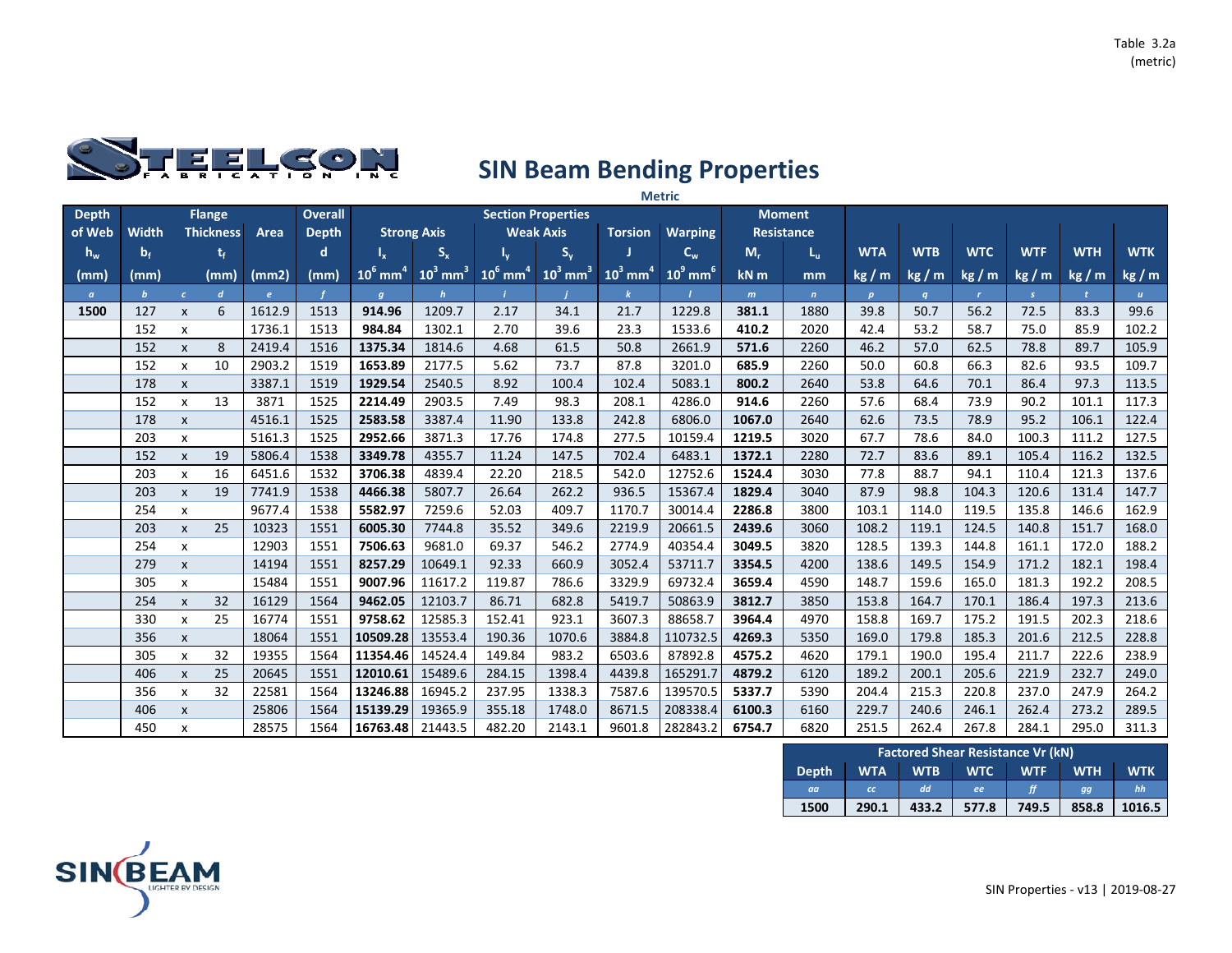Table 3.2a
(metric)

# SIN Beam Bending Properties

**Metric**

| Depth of Web | Flange Width | | Flange Thickness | Area | Overall Depth | Strong Axis | | Weak Axis | | Torsion | Warping | Moment Resistance | | WTA | WTB | WTC | WTF | WTH | WTK |
|---|---|---|---|---|---|---|---|---|---|---|---|---|---|---|---|---|---|---|---|
| $h_w$ | $b_f$ | | $t_f$ | | d | $I_x$ | $S_x$ | $I_y$ | $S_y$ | J | $C_w$ | $M_r$ | $L_u$ | | | | | | |
| (mm) | (mm) | | (mm) | (mm2) | (mm) | $10^6$ mm$^4$ | $10^3$ mm$^3$ | $10^6$ mm$^4$ | $10^3$ mm$^3$ | $10^3$ mm$^4$ | $10^9$ mm$^6$ | kN m | mm | kg / m | kg / m | kg / m | kg / m | kg / m | kg / m |
| *a* | *b* | *c* | *d* | *e* | *f* | *g* | *h* | *i* | *j* | *k* | *l* | *m* | *n* | *p* | *q* | *r* | *s* | *t* | *u* |
| **1500** | 127 | x | 6 | 1612.9 | 1513 | **914.96** | 1209.7 | 2.17 | 34.1 | 21.7 | 1229.8 | **381.1** | 1880 | 39.8 | 50.7 | 56.2 | 72.5 | 83.3 | 99.6 |
| | 152 | x | | 1736.1 | 1513 | **984.84** | 1302.1 | 2.70 | 39.6 | 23.3 | 1533.6 | **410.2** | 2020 | 42.4 | 53.2 | 58.7 | 75.0 | 85.9 | 102.2 |
| | 152 | x | 8 | 2419.4 | 1516 | **1375.34** | 1814.6 | 4.68 | 61.5 | 50.8 | 2661.9 | **571.6** | 2260 | 46.2 | 57.0 | 62.5 | 78.8 | 89.7 | 105.9 |
| | 152 | x | 10 | 2903.2 | 1519 | **1653.89** | 2177.5 | 5.62 | 73.7 | 87.8 | 3201.0 | **685.9** | 2260 | 50.0 | 60.8 | 66.3 | 82.6 | 93.5 | 109.7 |
| | 178 | x | | 3387.1 | 1519 | **1929.54** | 2540.5 | 8.92 | 100.4 | 102.4 | 5083.1 | **800.2** | 2640 | 53.8 | 64.6 | 70.1 | 86.4 | 97.3 | 113.5 |
| | 152 | x | 13 | 3871 | 1525 | **2214.49** | 2903.5 | 7.49 | 98.3 | 208.1 | 4286.0 | **914.6** | 2260 | 57.6 | 68.4 | 73.9 | 90.2 | 101.1 | 117.3 |
| | 178 | x | | 4516.1 | 1525 | **2583.58** | 3387.4 | 11.90 | 133.8 | 242.8 | 6806.0 | **1067.0** | 2640 | 62.6 | 73.5 | 78.9 | 95.2 | 106.1 | 122.4 |
| | 203 | x | | 5161.3 | 1525 | **2952.66** | 3871.3 | 17.76 | 174.8 | 277.5 | 10159.4 | **1219.5** | 3020 | 67.7 | 78.6 | 84.0 | 100.3 | 111.2 | 127.5 |
| | 152 | x | 19 | 5806.4 | 1538 | **3349.78** | 4355.7 | 11.24 | 147.5 | 702.4 | 6483.1 | **1372.1** | 2280 | 72.7 | 83.6 | 89.1 | 105.4 | 116.2 | 132.5 |
| | 203 | x | 16 | 6451.6 | 1532 | **3706.38** | 4839.4 | 22.20 | 218.5 | 542.0 | 12752.6 | **1524.4** | 3030 | 77.8 | 88.7 | 94.1 | 110.4 | 121.3 | 137.6 |
| | 203 | x | 19 | 7741.9 | 1538 | **4466.38** | 5807.7 | 26.64 | 262.2 | 936.5 | 15367.4 | **1829.4** | 3040 | 87.9 | 98.8 | 104.3 | 120.6 | 131.4 | 147.7 |
| | 254 | x | | 9677.4 | 1538 | **5582.97** | 7259.6 | 52.03 | 409.7 | 1170.7 | 30014.4 | **2286.8** | 3800 | 103.1 | 114.0 | 119.5 | 135.8 | 146.6 | 162.9 |
| | 203 | x | 25 | 10323 | 1551 | **6005.30** | 7744.8 | 35.52 | 349.6 | 2219.9 | 20661.5 | **2439.6** | 3060 | 108.2 | 119.1 | 124.5 | 140.8 | 151.7 | 168.0 |
| | 254 | x | | 12903 | 1551 | **7506.63** | 9681.0 | 69.37 | 546.2 | 2774.9 | 40354.4 | **3049.5** | 3820 | 128.5 | 139.3 | 144.8 | 161.1 | 172.0 | 188.2 |
| | 279 | x | | 14194 | 1551 | **8257.29** | 10649.1 | 92.33 | 660.9 | 3052.4 | 53711.7 | **3354.5** | 4200 | 138.6 | 149.5 | 154.9 | 171.2 | 182.1 | 198.4 |
| | 305 | x | | 15484 | 1551 | **9007.96** | 11617.2 | 119.87 | 786.6 | 3329.9 | 69732.4 | **3659.4** | 4590 | 148.7 | 159.6 | 165.0 | 181.3 | 192.2 | 208.5 |
| | 254 | x | 32 | 16129 | 1564 | **9462.05** | 12103.7 | 86.71 | 682.8 | 5419.7 | 50863.9 | **3812.7** | 3850 | 153.8 | 164.7 | 170.1 | 186.4 | 197.3 | 213.6 |
| | 330 | x | 25 | 16774 | 1551 | **9758.62** | 12585.3 | 152.41 | 923.1 | 3607.3 | 88658.7 | **3964.4** | 4970 | 158.8 | 169.7 | 175.2 | 191.5 | 202.3 | 218.6 |
| | 356 | x | | 18064 | 1551 | **10509.28** | 13553.4 | 190.36 | 1070.6 | 3884.8 | 110732.5 | **4269.3** | 5350 | 169.0 | 179.8 | 185.3 | 201.6 | 212.5 | 228.8 |
| | 305 | x | 32 | 19355 | 1564 | **11354.46** | 14524.4 | 149.84 | 983.2 | 6503.6 | 87892.8 | **4575.2** | 4620 | 179.1 | 190.0 | 195.4 | 211.7 | 222.6 | 238.9 |
| | 406 | x | 25 | 20645 | 1551 | **12010.61** | 15489.6 | 284.15 | 1398.4 | 4439.8 | 165291.7 | **4879.2** | 6120 | 189.2 | 200.1 | 205.6 | 221.9 | 232.7 | 249.0 |
| | 356 | x | 32 | 22581 | 1564 | **13246.88** | 16945.2 | 237.95 | 1338.3 | 7587.6 | 139570.5 | **5337.7** | 5390 | 204.4 | 215.3 | 220.8 | 237.0 | 247.9 | 264.2 |
| | 406 | x | | 25806 | 1564 | **15139.29** | 19365.9 | 355.18 | 1748.0 | 8671.5 | 208338.4 | **6100.3** | 6160 | 229.7 | 240.6 | 246.1 | 262.4 | 273.2 | 289.5 |
| | 450 | x | | 28575 | 1564 | **16763.48** | 21443.5 | 482.20 | 2143.1 | 9601.8 | 282843.2 | **6754.7** | 6820 | 251.5 | 262.4 | 267.8 | 284.1 | 295.0 | 311.3 |

**Factored Shear Resistance Vr (kN)**

| Depth | WTA | WTB | WTC | WTF | WTH | WTK |
|---|---|---|---|---|---|---|
| *aa* | *cc* | *dd* | *ee* | *ff* | *gg* | *hh* |
| **1500** | **290.1** | **433.2** | **577.8** | **749.5** | **858.8** | **1016.5** |

SIN Properties - v13 | 2019-08-27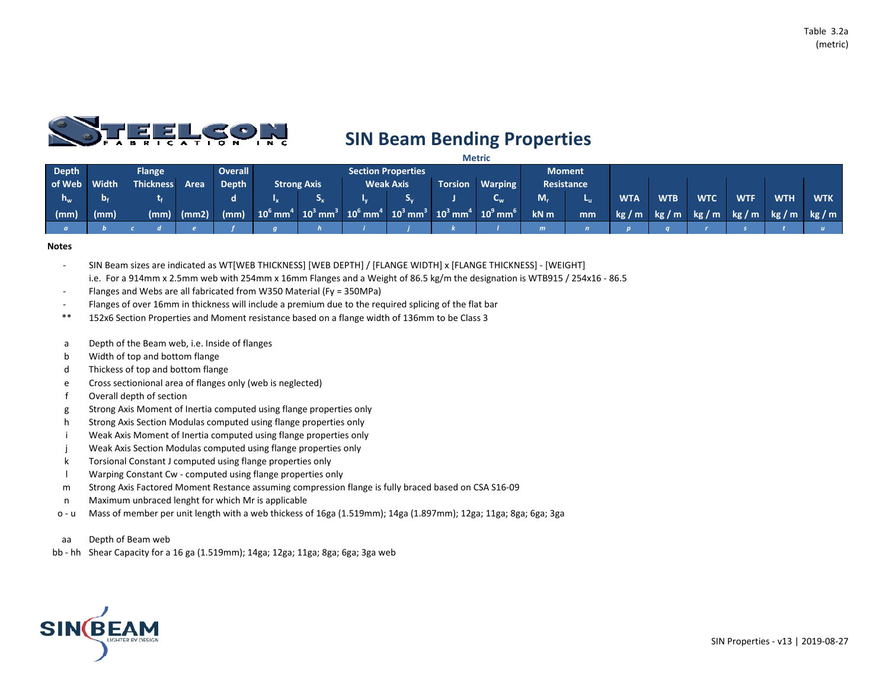# SIN Beam Bending Properties

**Metric**

| Depth of Web | Flange | | | Overall Depth | Section Properties | | | | | | Moment Resistance | | | | | | | |
|---|---|---|---|---|---|---|---|---|---|---|---|---|---|---|---|---|---|---|
| | Width | Thickness | Area | | Strong Axis | | Weak Axis | | Torsion | Warping | | | | | | | | |
| $h_w$ | $b_f$ | $t_f$ | | d | $I_x$ | $S_x$ | $I_y$ | $S_y$ | J | $C_w$ | $M_r$ | $L_u$ | WTA | WTB | WTC | WTF | WTH | WTK |
| (mm) | (mm) | (mm) | (mm2) | (mm) | $10^6$ mm$^4$ | $10^3$ mm$^3$ | $10^6$ mm$^4$ | $10^3$ mm$^3$ | $10^3$ mm$^4$ | $10^9$ mm$^6$ | kN m | mm | kg / m | kg / m | kg / m | kg / m | kg / m | kg / m |
| *a* | *b* | *c* *d* | *e* | *f* | *g* | *h* | *i* | *j* | *k* | *l* | *m* | *n* | *p* | *q* | *r* | *s* | *t* | *u* |

**Notes**

- SIN Beam sizes are indicated as WT[WEB THICKNESS] [WEB DEPTH] / [FLANGE WIDTH] x [FLANGE THICKNESS] - [WEIGHT]
  i.e. For a 914mm x 2.5mm web with 254mm x 16mm Flanges and a Weight of 86.5 kg/m the designation is WTB915 / 254x16 - 86.5
- Flanges and Webs are all fabricated from W350 Material (Fy = 350MPa)
- Flanges of over 16mm in thickness will include a premium due to the required splicing of the flat bar

** 152x6 Section Properties and Moment resistance based on a flange width of 136mm to be Class 3

a Depth of the Beam web, i.e. Inside of flanges
b Width of top and bottom flange
d Thickess of top and bottom flange
e Cross sectionional area of flanges only (web is neglected)
f Overall depth of section
g Strong Axis Moment of Inertia computed using flange properties only
h Strong Axis Section Modulas computed using flange properties only
i Weak Axis Moment of Inertia computed using flange properties only
j Weak Axis Section Modulas computed using flange properties only
k Torsional Constant J computed using flange properties only
l Warping Constant Cw - computed using flange properties only
m Strong Axis Factored Moment Restance assuming compression flange is fully braced based on CSA S16-09
n Maximum unbraced lenght for which Mr is applicable
o - u Mass of member per unit length with a web thickess of 16ga (1.519mm); 14ga (1.897mm); 12ga; 11ga; 8ga; 6ga; 3ga

aa Depth of Beam web
bb - hh Shear Capacity for a 16 ga (1.519mm); 14ga; 12ga; 11ga; 8ga; 6ga; 3ga web